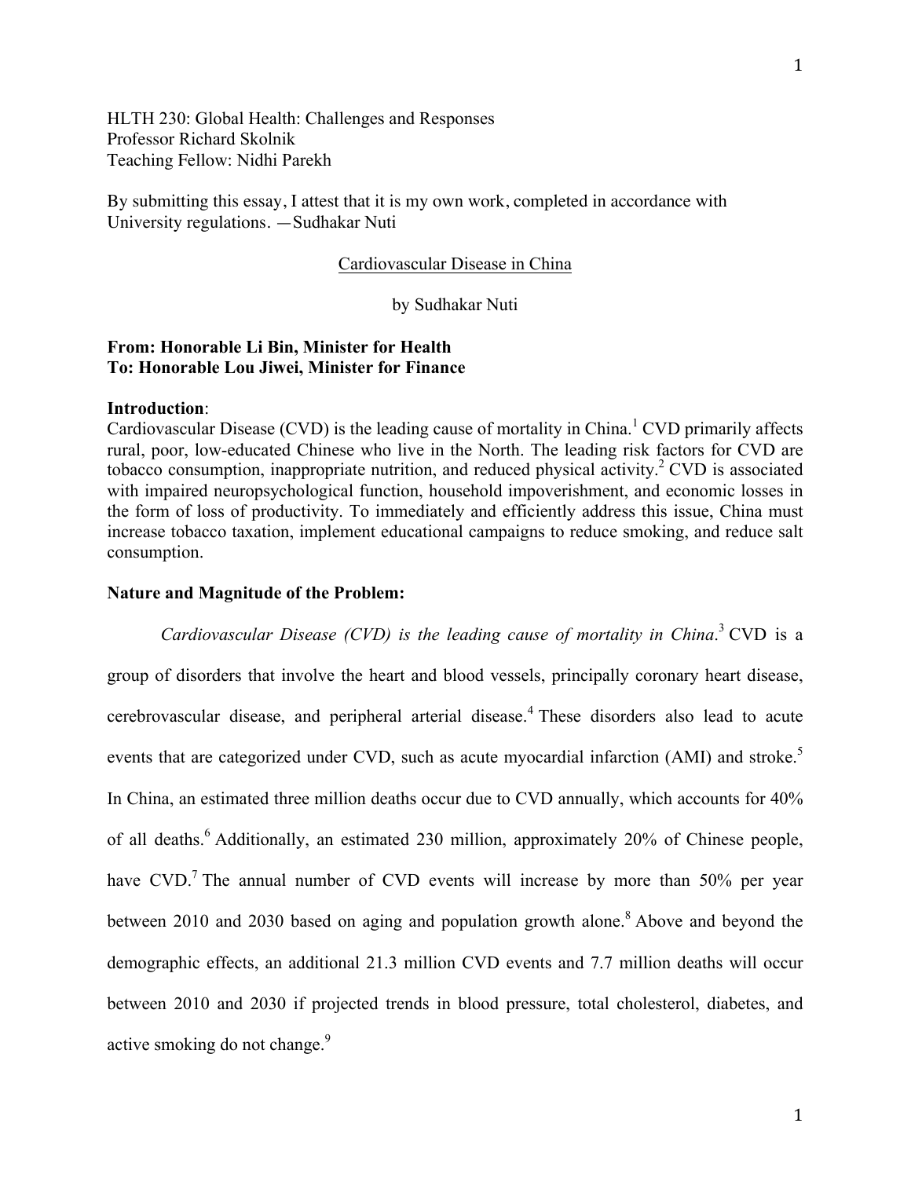HLTH 230: Global Health: Challenges and Responses
Professor Richard Skolnik
Teaching Fellow: Nidhi Parekh

By submitting this essay, I attest that it is my own work, completed in accordance with University regulations. —Sudhakar Nuti

# Cardiovascular Disease in China

by Sudhakar Nuti

**From: Honorable Li Bin, Minister for Health**
**To: Honorable Lou Jiwei, Minister for Finance**

**Introduction**:
Cardiovascular Disease (CVD) is the leading cause of mortality in China.[1] CVD primarily affects rural, poor, low-educated Chinese who live in the North. The leading risk factors for CVD are tobacco consumption, inappropriate nutrition, and reduced physical activity.[2] CVD is associated with impaired neuropsychological function, household impoverishment, and economic losses in the form of loss of productivity. To immediately and efficiently address this issue, China must increase tobacco taxation, implement educational campaigns to reduce smoking, and reduce salt consumption.

**Nature and Magnitude of the Problem:**

*Cardiovascular Disease (CVD) is the leading cause of mortality in China*.[3] CVD is a group of disorders that involve the heart and blood vessels, principally coronary heart disease, cerebrovascular disease, and peripheral arterial disease.[4] These disorders also lead to acute events that are categorized under CVD, such as acute myocardial infarction (AMI) and stroke.[5] In China, an estimated three million deaths occur due to CVD annually, which accounts for 40% of all deaths.[6] Additionally, an estimated 230 million, approximately 20% of Chinese people, have CVD.[7] The annual number of CVD events will increase by more than 50% per year between 2010 and 2030 based on aging and population growth alone.[8] Above and beyond the demographic effects, an additional 21.3 million CVD events and 7.7 million deaths will occur between 2010 and 2030 if projected trends in blood pressure, total cholesterol, diabetes, and active smoking do not change.[9]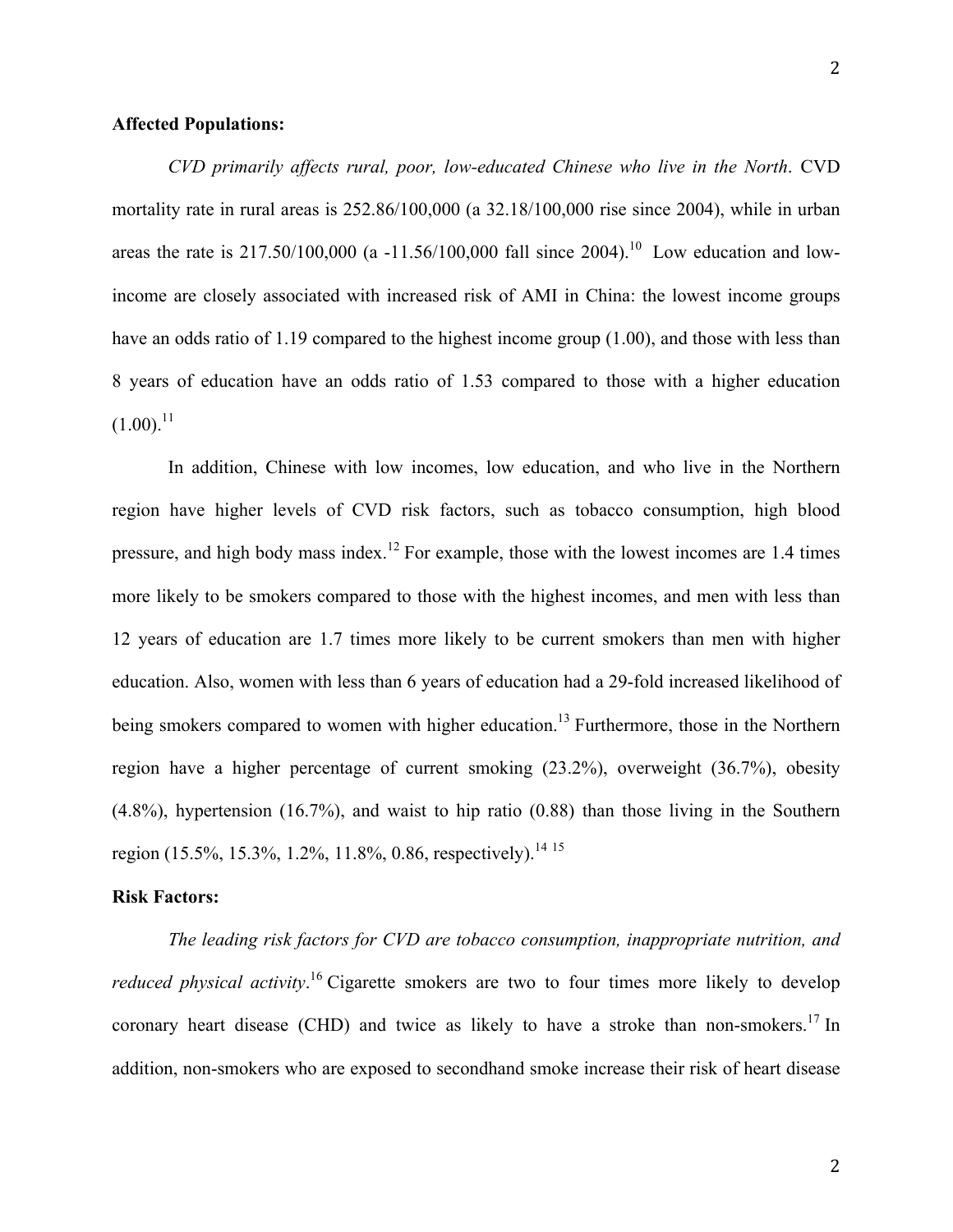**Affected Populations:**

*CVD primarily affects rural, poor, low-educated Chinese who live in the North*. CVD mortality rate in rural areas is 252.86/100,000 (a 32.18/100,000 rise since 2004), while in urban areas the rate is 217.50/100,000 (a -11.56/100,000 fall since 2004).[10] Low education and low-income are closely associated with increased risk of AMI in China: the lowest income groups have an odds ratio of 1.19 compared to the highest income group (1.00), and those with less than 8 years of education have an odds ratio of 1.53 compared to those with a higher education (1.00).[11]

In addition, Chinese with low incomes, low education, and who live in the Northern region have higher levels of CVD risk factors, such as tobacco consumption, high blood pressure, and high body mass index.[12] For example, those with the lowest incomes are 1.4 times more likely to be smokers compared to those with the highest incomes, and men with less than 12 years of education are 1.7 times more likely to be current smokers than men with higher education. Also, women with less than 6 years of education had a 29-fold increased likelihood of being smokers compared to women with higher education.[13] Furthermore, those in the Northern region have a higher percentage of current smoking (23.2%), overweight (36.7%), obesity (4.8%), hypertension (16.7%), and waist to hip ratio (0.88) than those living in the Southern region (15.5%, 15.3%, 1.2%, 11.8%, 0.86, respectively).[14 15]

**Risk Factors:**

*The leading risk factors for CVD are tobacco consumption, inappropriate nutrition, and reduced physical activity*.[16] Cigarette smokers are two to four times more likely to develop coronary heart disease (CHD) and twice as likely to have a stroke than non-smokers.[17] In addition, non-smokers who are exposed to secondhand smoke increase their risk of heart disease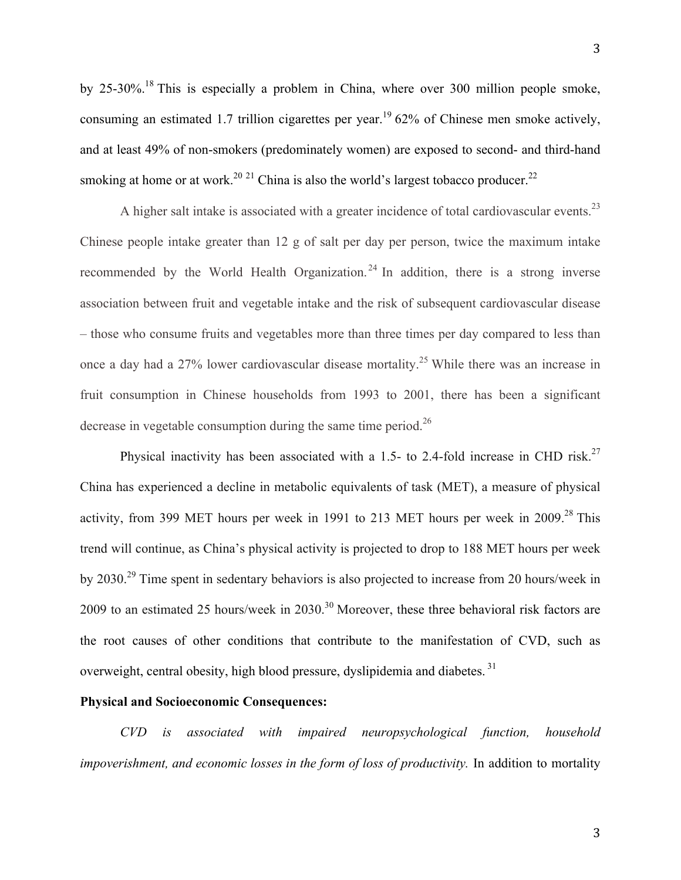by 25-30%.[18] This is especially a problem in China, where over 300 million people smoke, consuming an estimated 1.7 trillion cigarettes per year.[19] 62% of Chinese men smoke actively, and at least 49% of non-smokers (predominately women) are exposed to second- and third-hand smoking at home or at work.[20] [21] China is also the world's largest tobacco producer.[22]

A higher salt intake is associated with a greater incidence of total cardiovascular events.[23] Chinese people intake greater than 12 g of salt per day per person, twice the maximum intake recommended by the World Health Organization.[24] In addition, there is a strong inverse association between fruit and vegetable intake and the risk of subsequent cardiovascular disease – those who consume fruits and vegetables more than three times per day compared to less than once a day had a 27% lower cardiovascular disease mortality.[25] While there was an increase in fruit consumption in Chinese households from 1993 to 2001, there has been a significant decrease in vegetable consumption during the same time period.[26]

Physical inactivity has been associated with a 1.5- to 2.4-fold increase in CHD risk.[27] China has experienced a decline in metabolic equivalents of task (MET), a measure of physical activity, from 399 MET hours per week in 1991 to 213 MET hours per week in 2009.[28] This trend will continue, as China's physical activity is projected to drop to 188 MET hours per week by 2030.[29] Time spent in sedentary behaviors is also projected to increase from 20 hours/week in 2009 to an estimated 25 hours/week in 2030.[30] Moreover, these three behavioral risk factors are the root causes of other conditions that contribute to the manifestation of CVD, such as overweight, central obesity, high blood pressure, dyslipidemia and diabetes.[31]

**Physical and Socioeconomic Consequences:**

*CVD is associated with impaired neuropsychological function, household impoverishment, and economic losses in the form of loss of productivity.* In addition to mortality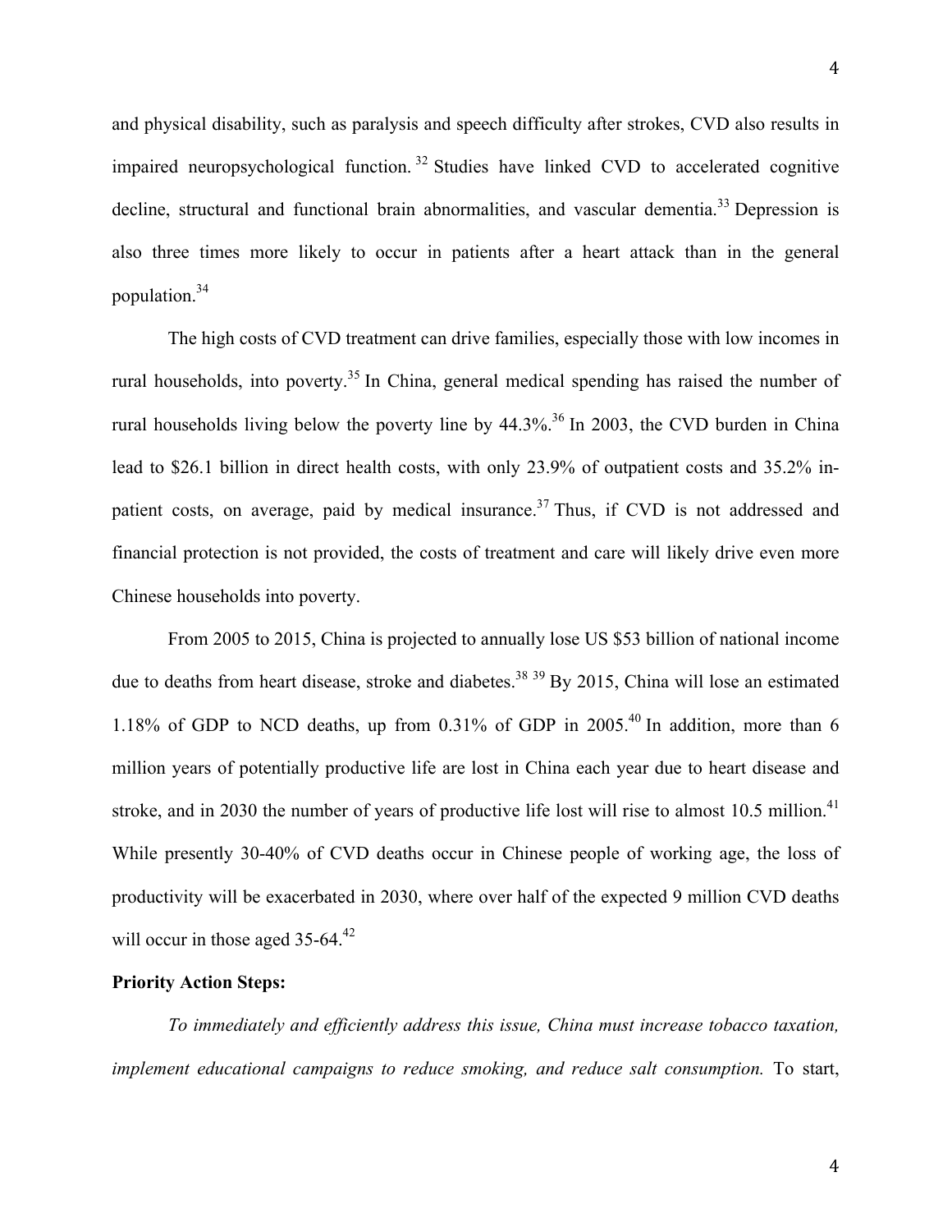and physical disability, such as paralysis and speech difficulty after strokes, CVD also results in impaired neuropsychological function.[32] Studies have linked CVD to accelerated cognitive decline, structural and functional brain abnormalities, and vascular dementia.[33] Depression is also three times more likely to occur in patients after a heart attack than in the general population.[34]

The high costs of CVD treatment can drive families, especially those with low incomes in rural households, into poverty.[35] In China, general medical spending has raised the number of rural households living below the poverty line by 44.3%.[36] In 2003, the CVD burden in China lead to $26.1 billion in direct health costs, with only 23.9% of outpatient costs and 35.2% in-patient costs, on average, paid by medical insurance.[37] Thus, if CVD is not addressed and financial protection is not provided, the costs of treatment and care will likely drive even more Chinese households into poverty.

From 2005 to 2015, China is projected to annually lose US $53 billion of national income due to deaths from heart disease, stroke and diabetes.[38] [39] By 2015, China will lose an estimated 1.18% of GDP to NCD deaths, up from 0.31% of GDP in 2005.[40] In addition, more than 6 million years of potentially productive life are lost in China each year due to heart disease and stroke, and in 2030 the number of years of productive life lost will rise to almost 10.5 million.[41] While presently 30-40% of CVD deaths occur in Chinese people of working age, the loss of productivity will be exacerbated in 2030, where over half of the expected 9 million CVD deaths will occur in those aged 35-64.[42]

**Priority Action Steps:**

*To immediately and efficiently address this issue, China must increase tobacco taxation, implement educational campaigns to reduce smoking, and reduce salt consumption.* To start,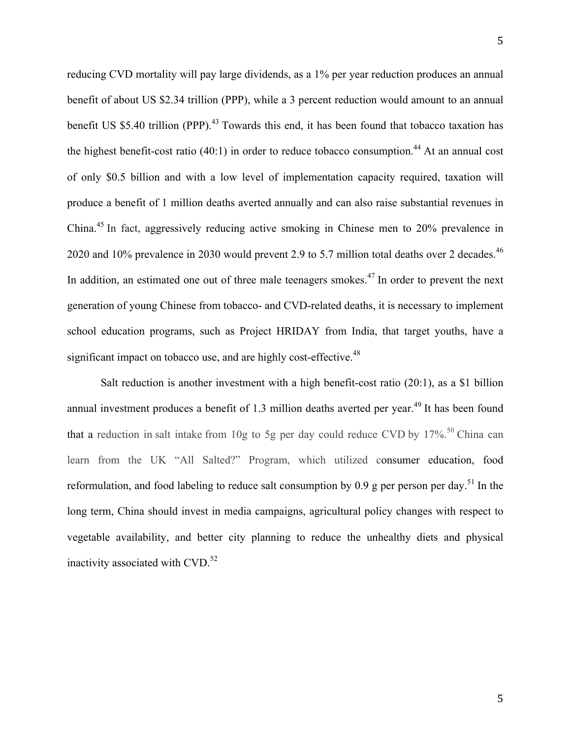reducing CVD mortality will pay large dividends, as a 1% per year reduction produces an annual benefit of about US $2.34 trillion (PPP), while a 3 percent reduction would amount to an annual benefit US $5.40 trillion (PPP).[43] Towards this end, it has been found that tobacco taxation has the highest benefit-cost ratio (40:1) in order to reduce tobacco consumption.[44] At an annual cost of only $0.5 billion and with a low level of implementation capacity required, taxation will produce a benefit of 1 million deaths averted annually and can also raise substantial revenues in China.[45] In fact, aggressively reducing active smoking in Chinese men to 20% prevalence in 2020 and 10% prevalence in 2030 would prevent 2.9 to 5.7 million total deaths over 2 decades.[46] In addition, an estimated one out of three male teenagers smokes.[47] In order to prevent the next generation of young Chinese from tobacco- and CVD-related deaths, it is necessary to implement school education programs, such as Project HRIDAY from India, that target youths, have a significant impact on tobacco use, and are highly cost-effective.[48]

Salt reduction is another investment with a high benefit-cost ratio (20:1), as a $1 billion annual investment produces a benefit of 1.3 million deaths averted per year.[49] It has been found that a reduction in salt intake from 10g to 5g per day could reduce CVD by 17%.[50] China can learn from the UK "All Salted?" Program, which utilized consumer education, food reformulation, and food labeling to reduce salt consumption by 0.9 g per person per day.[51] In the long term, China should invest in media campaigns, agricultural policy changes with respect to vegetable availability, and better city planning to reduce the unhealthy diets and physical inactivity associated with CVD.[52]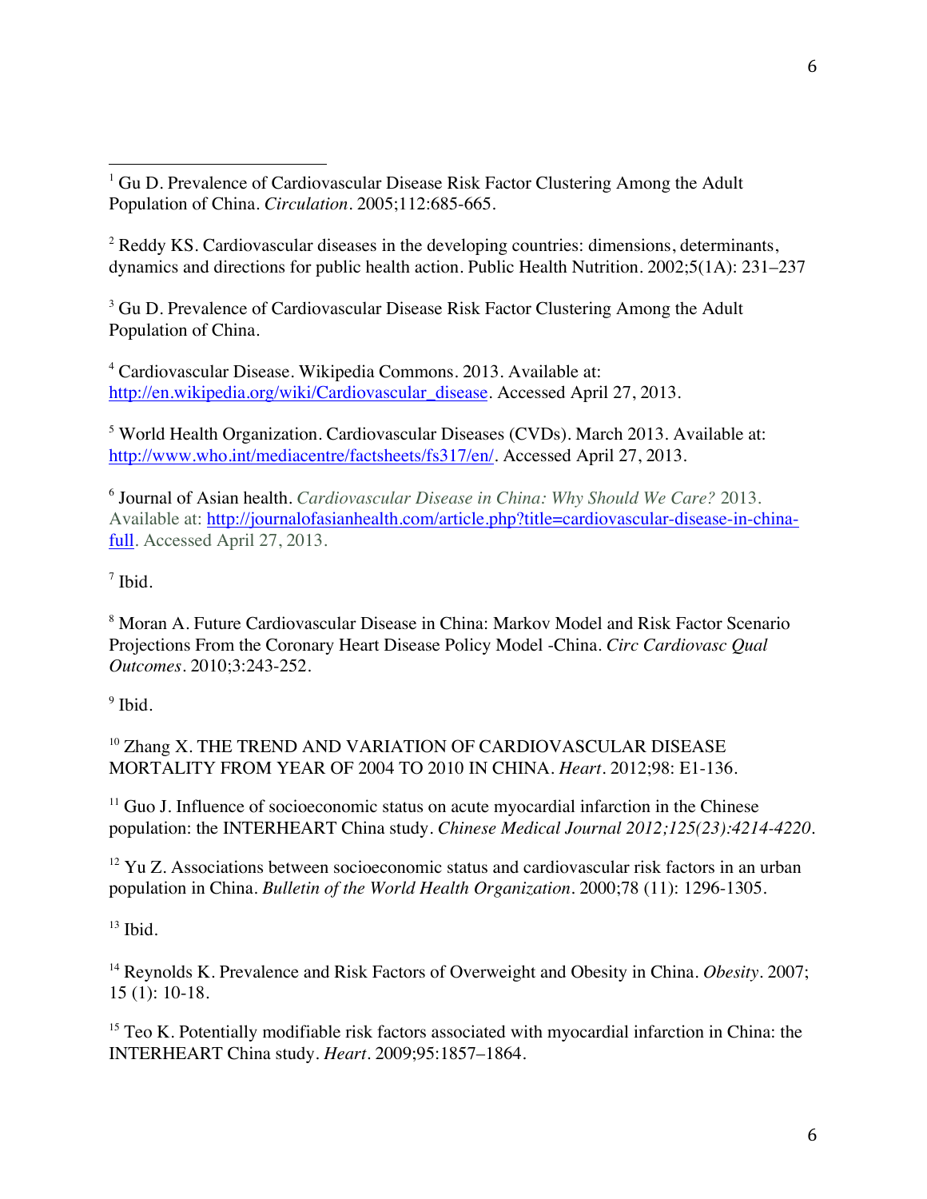[1] Gu D. Prevalence of Cardiovascular Disease Risk Factor Clustering Among the Adult Population of China. *Circulation*. 2005;112:685-665.

[2] Reddy KS. Cardiovascular diseases in the developing countries: dimensions, determinants, dynamics and directions for public health action. Public Health Nutrition. 2002;5(1A): 231–237

[3] Gu D. Prevalence of Cardiovascular Disease Risk Factor Clustering Among the Adult Population of China.

[4] Cardiovascular Disease. Wikipedia Commons. 2013. Available at: http://en.wikipedia.org/wiki/Cardiovascular_disease. Accessed April 27, 2013.

[5] World Health Organization. Cardiovascular Diseases (CVDs). March 2013. Available at: http://www.who.int/mediacentre/factsheets/fs317/en/. Accessed April 27, 2013.

[6] Journal of Asian health. *Cardiovascular Disease in China: Why Should We Care?* 2013. Available at: http://journalofasianhealth.com/article.php?title=cardiovascular-disease-in-china-full. Accessed April 27, 2013.

[7] Ibid.

[8] Moran A. Future Cardiovascular Disease in China: Markov Model and Risk Factor Scenario Projections From the Coronary Heart Disease Policy Model -China. *Circ Cardiovasc Qual Outcomes*. 2010;3:243-252.

[9] Ibid.

[10] Zhang X. THE TREND AND VARIATION OF CARDIOVASCULAR DISEASE MORTALITY FROM YEAR OF 2004 TO 2010 IN CHINA. *Heart*. 2012;98: E1-136.

[11] Guo J. Influence of socioeconomic status on acute myocardial infarction in the Chinese population: the INTERHEART China study. *Chinese Medical Journal 2012;125(23):4214-4220*.

[12] Yu Z. Associations between socioeconomic status and cardiovascular risk factors in an urban population in China. *Bulletin of the World Health Organization*. 2000;78 (11): 1296-1305.

[13] Ibid.

[14] Reynolds K. Prevalence and Risk Factors of Overweight and Obesity in China. *Obesity*. 2007; 15 (1): 10-18.

[15] Teo K. Potentially modifiable risk factors associated with myocardial infarction in China: the INTERHEART China study. *Heart*. 2009;95:1857–1864.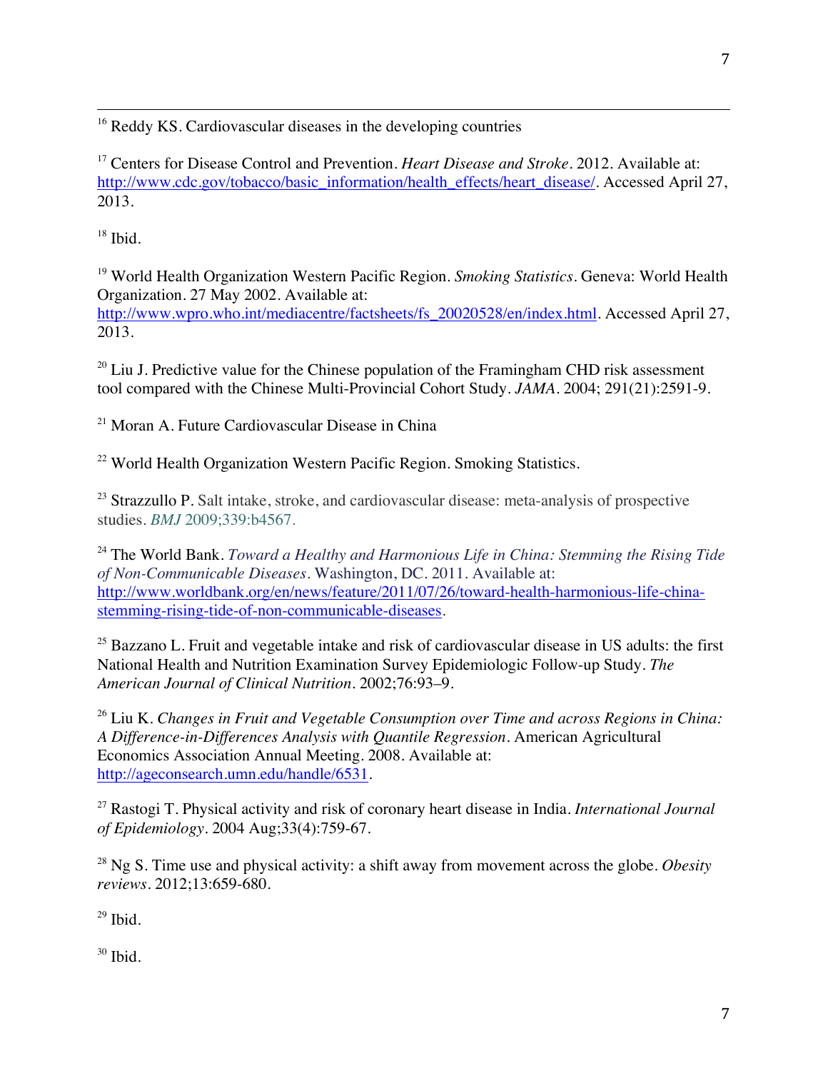[16] Reddy KS. Cardiovascular diseases in the developing countries

[17] Centers for Disease Control and Prevention. *Heart Disease and Stroke*. 2012. Available at: http://www.cdc.gov/tobacco/basic_information/health_effects/heart_disease/. Accessed April 27, 2013.

[18] Ibid.

[19] World Health Organization Western Pacific Region. *Smoking Statistics*. Geneva: World Health Organization. 27 May 2002. Available at: http://www.wpro.who.int/mediacentre/factsheets/fs_20020528/en/index.html. Accessed April 27, 2013.

[20] Liu J. Predictive value for the Chinese population of the Framingham CHD risk assessment tool compared with the Chinese Multi-Provincial Cohort Study. *JAMA*. 2004; 291(21):2591-9.

[21] Moran A. Future Cardiovascular Disease in China

[22] World Health Organization Western Pacific Region. Smoking Statistics.

[23] Strazzullo P. Salt intake, stroke, and cardiovascular disease: meta-analysis of prospective studies. *BMJ* 2009;339:b4567.

[24] The World Bank. *Toward a Healthy and Harmonious Life in China: Stemming the Rising Tide of Non-Communicable Diseases*. Washington, DC. 2011. Available at: http://www.worldbank.org/en/news/feature/2011/07/26/toward-health-harmonious-life-china-stemming-rising-tide-of-non-communicable-diseases.

[25] Bazzano L. Fruit and vegetable intake and risk of cardiovascular disease in US adults: the first National Health and Nutrition Examination Survey Epidemiologic Follow-up Study. *The American Journal of Clinical Nutrition*. 2002;76:93–9.

[26] Liu K. *Changes in Fruit and Vegetable Consumption over Time and across Regions in China: A Difference-in-Differences Analysis with Quantile Regression*. American Agricultural Economics Association Annual Meeting. 2008. Available at: http://ageconsearch.umn.edu/handle/6531.

[27] Rastogi T. Physical activity and risk of coronary heart disease in India. *International Journal of Epidemiology*. 2004 Aug;33(4):759-67.

[28] Ng S. Time use and physical activity: a shift away from movement across the globe. *Obesity reviews*. 2012;13:659-680.

[29] Ibid.

[30] Ibid.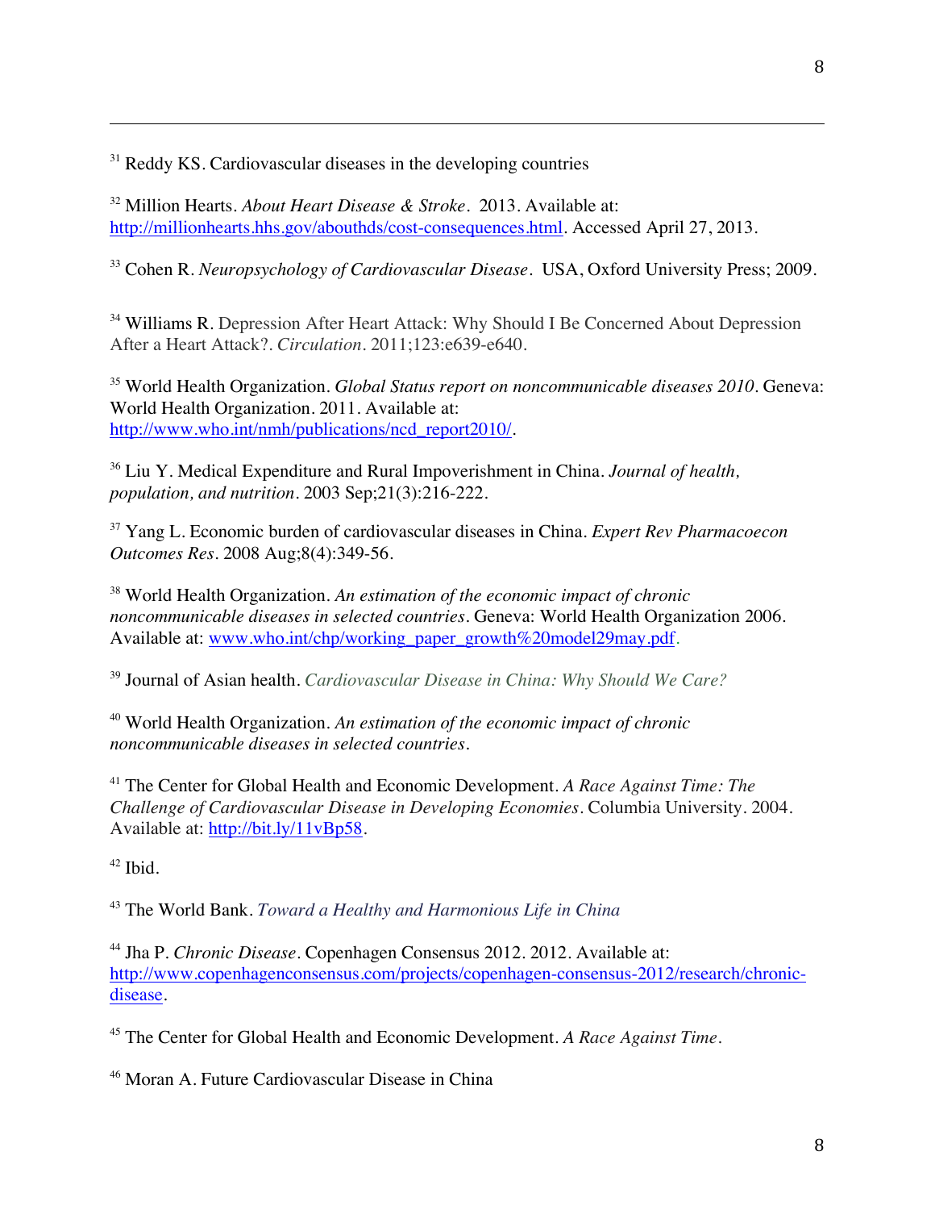---

[31] Reddy KS. Cardiovascular diseases in the developing countries

[32] Million Hearts. *About Heart Disease & Stroke*. 2013. Available at: http://millionhearts.hhs.gov/abouthds/cost-consequences.html. Accessed April 27, 2013.

[33] Cohen R. *Neuropsychology of Cardiovascular Disease*. USA, Oxford University Press; 2009.

[34] Williams R. Depression After Heart Attack: Why Should I Be Concerned About Depression After a Heart Attack?. *Circulation*. 2011;123:e639-e640.

[35] World Health Organization. *Global Status report on noncommunicable diseases 2010*. Geneva: World Health Organization. 2011. Available at: http://www.who.int/nmh/publications/ncd_report2010/.

[36] Liu Y. Medical Expenditure and Rural Impoverishment in China. *Journal of health, population, and nutrition*. 2003 Sep;21(3):216-222.

[37] Yang L. Economic burden of cardiovascular diseases in China. *Expert Rev Pharmacoecon Outcomes Res*. 2008 Aug;8(4):349-56.

[38] World Health Organization. *An estimation of the economic impact of chronic noncommunicable diseases in selected countries*. Geneva: World Health Organization 2006. Available at: www.who.int/chp/working_paper_growth%20model29may.pdf.

[39] Journal of Asian health. *Cardiovascular Disease in China: Why Should We Care?*

[40] World Health Organization. *An estimation of the economic impact of chronic noncommunicable diseases in selected countries*.

[41] The Center for Global Health and Economic Development. *A Race Against Time: The Challenge of Cardiovascular Disease in Developing Economies*. Columbia University. 2004. Available at: http://bit.ly/11vBp58.

[42] Ibid.

[43] The World Bank. *Toward a Healthy and Harmonious Life in China*

[44] Jha P. *Chronic Disease*. Copenhagen Consensus 2012. 2012. Available at: http://www.copenhagenconsensus.com/projects/copenhagen-consensus-2012/research/chronic-disease.

[45] The Center for Global Health and Economic Development. *A Race Against Time*.

[46] Moran A. Future Cardiovascular Disease in China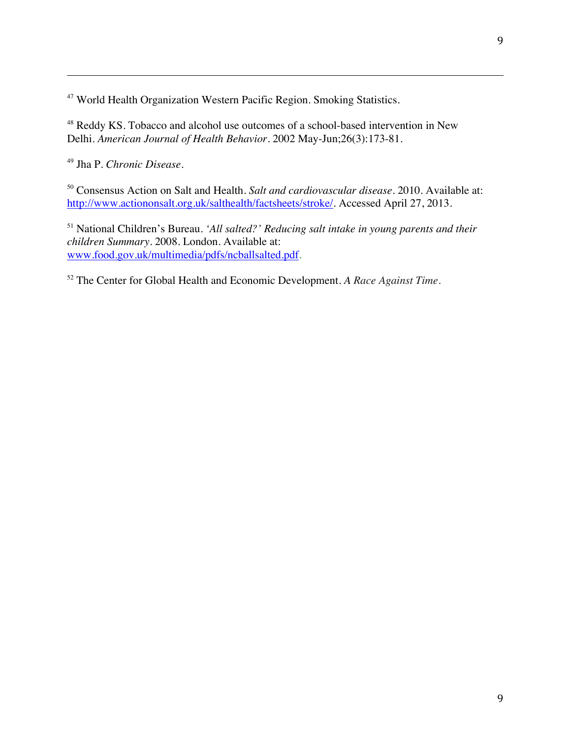[47] World Health Organization Western Pacific Region. Smoking Statistics.

[48] Reddy KS. Tobacco and alcohol use outcomes of a school-based intervention in New Delhi. *American Journal of Health Behavior*. 2002 May-Jun;26(3):173-81.

[49] Jha P. *Chronic Disease*.

[50] Consensus Action on Salt and Health. *Salt and cardiovascular disease*. 2010. Available at: http://www.actiononsalt.org.uk/salthealth/factsheets/stroke/. Accessed April 27, 2013.

[51] National Children's Bureau. *'All salted?' Reducing salt intake in young parents and their children Summary*. 2008. London. Available at: www.food.gov.uk/multimedia/pdfs/ncballsalted.pdf.

[52] The Center for Global Health and Economic Development. *A Race Against Time*.